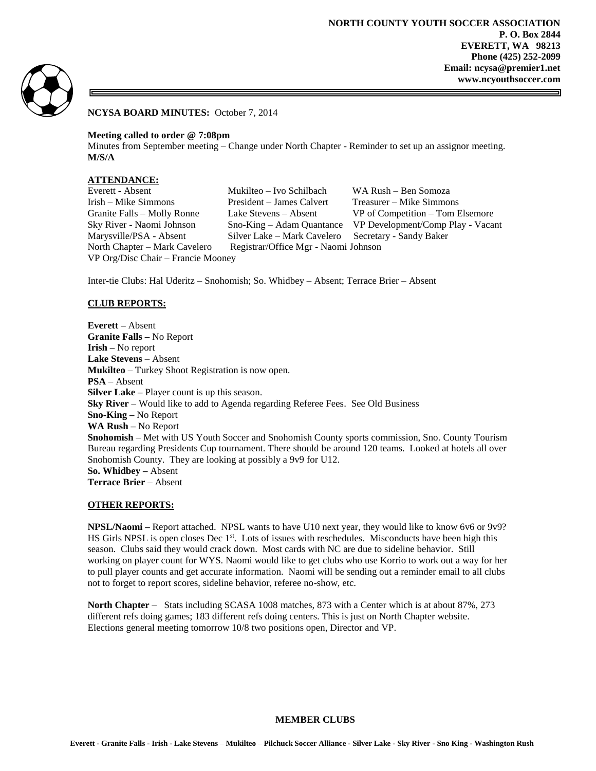**NORTH COUNTY YOUTH SOCCER ASSOCIATION**
**P. O. Box 2844**
**EVERETT, WA 98213**
**Phone (425) 252-2099**
**Email: ncysa@premier1.net**
**www.ncyouthsoccer.com**

**NCYSA BOARD MINUTES:** October 7, 2014

**Meeting called to order @ 7:08pm**
Minutes from September meeting – Change under North Chapter - Reminder to set up an assignor meeting.
**M/S/A**

**ATTENDANCE:**

| | | |
|---|---|---|
| Everett - Absent | Mukilteo – Ivo Schilbach | WA Rush – Ben Somoza |
| Irish – Mike Simmons | President – James Calvert | Treasurer – Mike Simmons |
| Granite Falls – Molly Ronne | Lake Stevens – Absent | VP of Competition – Tom Elsemore |
| Sky River - Naomi Johnson | Sno-King – Adam Quantance | VP Development/Comp Play - Vacant |
| Marysville/PSA - Absent | Silver Lake – Mark Cavelero | Secretary - Sandy Baker |
| North Chapter – Mark Cavelero | Registrar/Office Mgr - Naomi Johnson | |
| VP Org/Disc Chair – Francie Mooney | | |

Inter-tie Clubs: Hal Uderitz – Snohomish; So. Whidbey – Absent; Terrace Brier – Absent

**CLUB REPORTS:**

**Everett –** Absent
**Granite Falls –** No Report
**Irish –** No report
**Lake Stevens** – Absent
**Mukilteo** – Turkey Shoot Registration is now open.
**PSA** – Absent
**Silver Lake –** Player count is up this season.
**Sky River** – Would like to add to Agenda regarding Referee Fees. See Old Business
**Sno-King –** No Report
**WA Rush –** No Report
**Snohomish** – Met with US Youth Soccer and Snohomish County sports commission, Sno. County Tourism Bureau regarding Presidents Cup tournament. There should be around 120 teams. Looked at hotels all over Snohomish County. They are looking at possibly a 9v9 for U12.
**So. Whidbey –** Absent
**Terrace Brier** – Absent

**OTHER REPORTS:**

**NPSL/Naomi –** Report attached. NPSL wants to have U10 next year, they would like to know 6v6 or 9v9? HS Girls NPSL is open closes Dec 1st. Lots of issues with reschedules. Misconducts have been high this season. Clubs said they would crack down. Most cards with NC are due to sideline behavior. Still working on player count for WYS. Naomi would like to get clubs who use Korrio to work out a way for her to pull player counts and get accurate information. Naomi will be sending out a reminder email to all clubs not to forget to report scores, sideline behavior, referee no-show, etc.

**North Chapter** – Stats including SCASA 1008 matches, 873 with a Center which is at about 87%, 273 different refs doing games; 183 different refs doing centers. This is just on North Chapter website. Elections general meeting tomorrow 10/8 two positions open, Director and VP.

**MEMBER CLUBS**

**Everett - Granite Falls - Irish - Lake Stevens – Mukilteo – Pilchuck Soccer Alliance - Silver Lake - Sky River - Sno King - Washington Rush**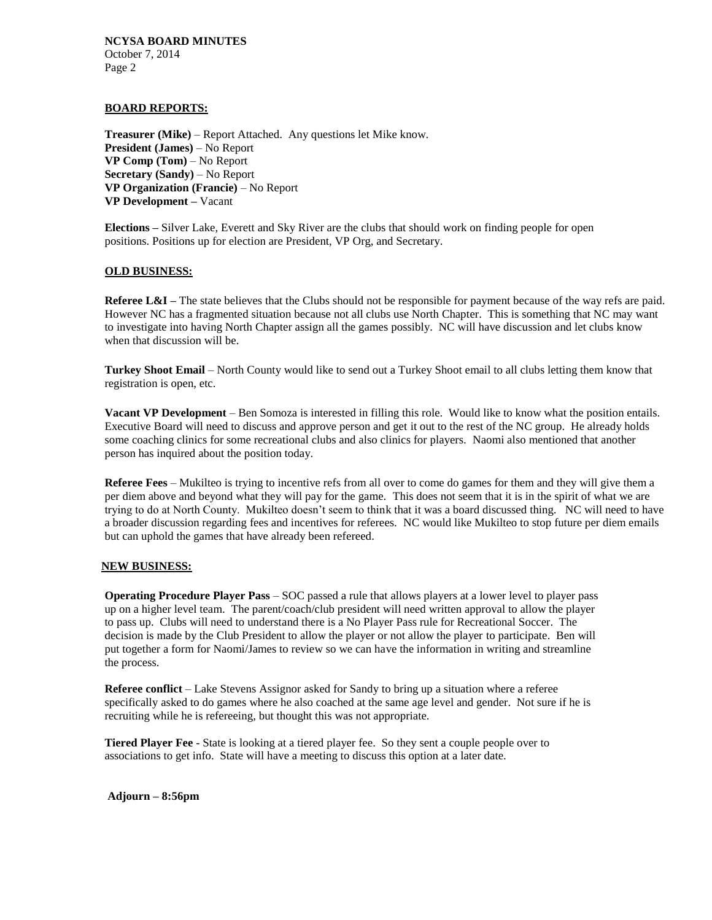## BOARD REPORTS:

**Treasurer (Mike)** – Report Attached. Any questions let Mike know.
**President (James)** – No Report
**VP Comp (Tom)** – No Report
**Secretary (Sandy)** – No Report
**VP Organization (Francie)** – No Report
**VP Development –** Vacant

**Elections –** Silver Lake, Everett and Sky River are the clubs that should work on finding people for open positions. Positions up for election are President, VP Org, and Secretary.

## OLD BUSINESS:

**Referee L&I –** The state believes that the Clubs should not be responsible for payment because of the way refs are paid. However NC has a fragmented situation because not all clubs use North Chapter. This is something that NC may want to investigate into having North Chapter assign all the games possibly. NC will have discussion and let clubs know when that discussion will be.

**Turkey Shoot Email** – North County would like to send out a Turkey Shoot email to all clubs letting them know that registration is open, etc.

**Vacant VP Development** – Ben Somoza is interested in filling this role. Would like to know what the position entails. Executive Board will need to discuss and approve person and get it out to the rest of the NC group. He already holds some coaching clinics for some recreational clubs and also clinics for players. Naomi also mentioned that another person has inquired about the position today.

**Referee Fees** – Mukilteo is trying to incentive refs from all over to come do games for them and they will give them a per diem above and beyond what they will pay for the game. This does not seem that it is in the spirit of what we are trying to do at North County. Mukilteo doesn't seem to think that it was a board discussed thing. NC will need to have a broader discussion regarding fees and incentives for referees. NC would like Mukilteo to stop future per diem emails but can uphold the games that have already been refereed.

## NEW BUSINESS:

**Operating Procedure Player Pass** – SOC passed a rule that allows players at a lower level to player pass up on a higher level team. The parent/coach/club president will need written approval to allow the player to pass up. Clubs will need to understand there is a No Player Pass rule for Recreational Soccer. The decision is made by the Club President to allow the player or not allow the player to participate. Ben will put together a form for Naomi/James to review so we can have the information in writing and streamline the process.

**Referee conflict** – Lake Stevens Assignor asked for Sandy to bring up a situation where a referee specifically asked to do games where he also coached at the same age level and gender. Not sure if he is recruiting while he is refereeing, but thought this was not appropriate.

**Tiered Player Fee** - State is looking at a tiered player fee. So they sent a couple people over to associations to get info. State will have a meeting to discuss this option at a later date.

**Adjourn – 8:56pm**